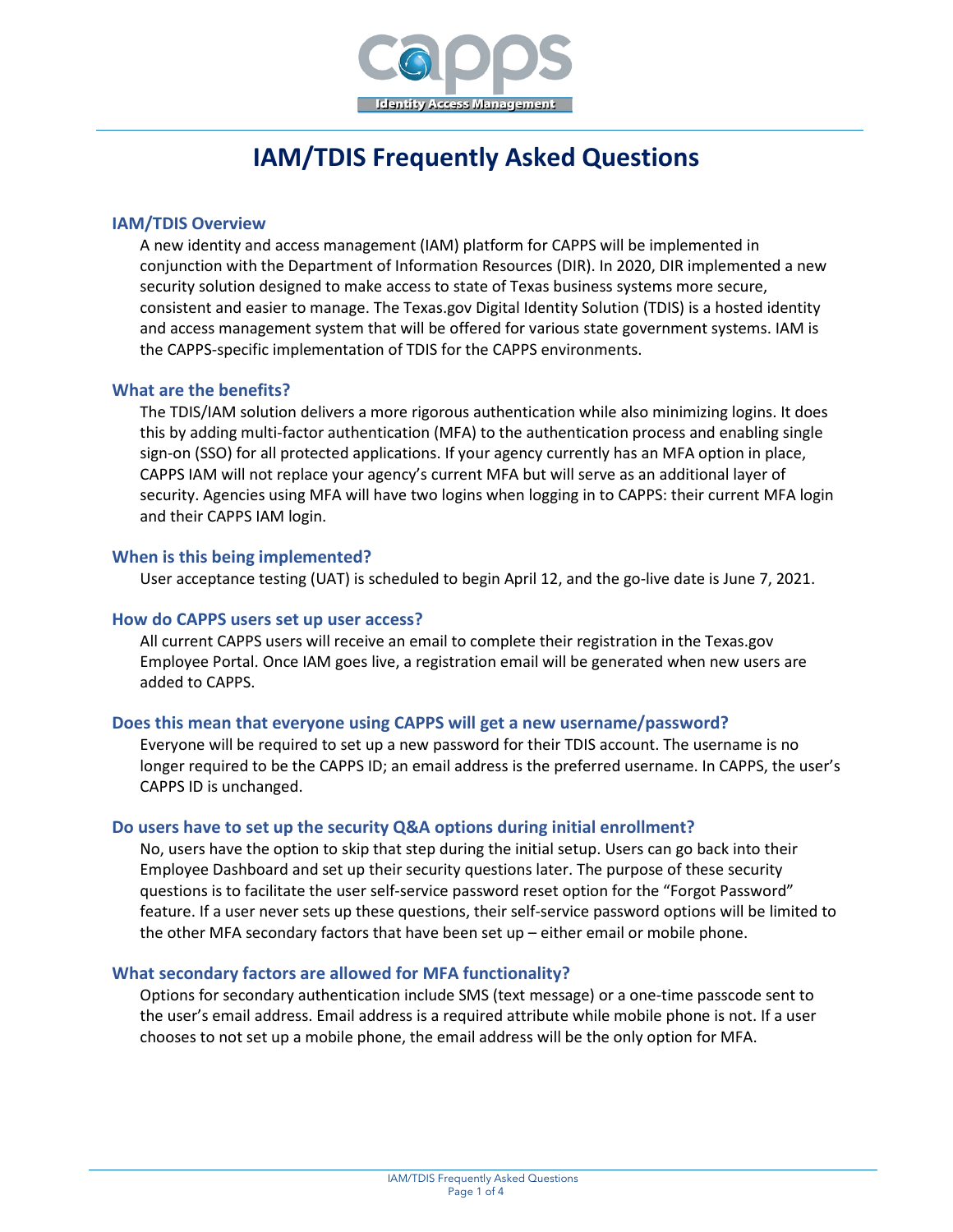# IAM/TDIS Frequently Asked Questions

## IAM/TDIS Overview

A new identity and access management (IAM) platform for CAPPS will be implemented in conjunction with the Department of Information Resources (DIR). In 2020, DIR implemented a new security solution designed to make access to state of Texas business systems more secure, consistent and easier to manage. The Texas.gov Digital Identity Solution (TDIS) is a hosted identity and access management system that will be offered for various state government systems. IAM is the CAPPS-specific implementation of TDIS for the CAPPS environments.

## What are the benefits?

The TDIS/IAM solution delivers a more rigorous authentication while also minimizing logins. It does this by adding multi-factor authentication (MFA) to the authentication process and enabling single sign-on (SSO) for all protected applications. If your agency currently has an MFA option in place, CAPPS IAM will not replace your agency's current MFA but will serve as an additional layer of security. Agencies using MFA will have two logins when logging in to CAPPS: their current MFA login and their CAPPS IAM login.

## When is this being implemented?

User acceptance testing (UAT) is scheduled to begin April 12, and the go-live date is June 7, 2021.

## How do CAPPS users set up user access?

All current CAPPS users will receive an email to complete their registration in the Texas.gov Employee Portal. Once IAM goes live, a registration email will be generated when new users are added to CAPPS.

## Does this mean that everyone using CAPPS will get a new username/password?

Everyone will be required to set up a new password for their TDIS account. The username is no longer required to be the CAPPS ID; an email address is the preferred username. In CAPPS, the user's CAPPS ID is unchanged.

## Do users have to set up the security Q&A options during initial enrollment?

No, users have the option to skip that step during the initial setup. Users can go back into their Employee Dashboard and set up their security questions later. The purpose of these security questions is to facilitate the user self-service password reset option for the "Forgot Password" feature. If a user never sets up these questions, their self-service password options will be limited to the other MFA secondary factors that have been set up – either email or mobile phone.

## What secondary factors are allowed for MFA functionality?

Options for secondary authentication include SMS (text message) or a one-time passcode sent to the user's email address. Email address is a required attribute while mobile phone is not. If a user chooses to not set up a mobile phone, the email address will be the only option for MFA.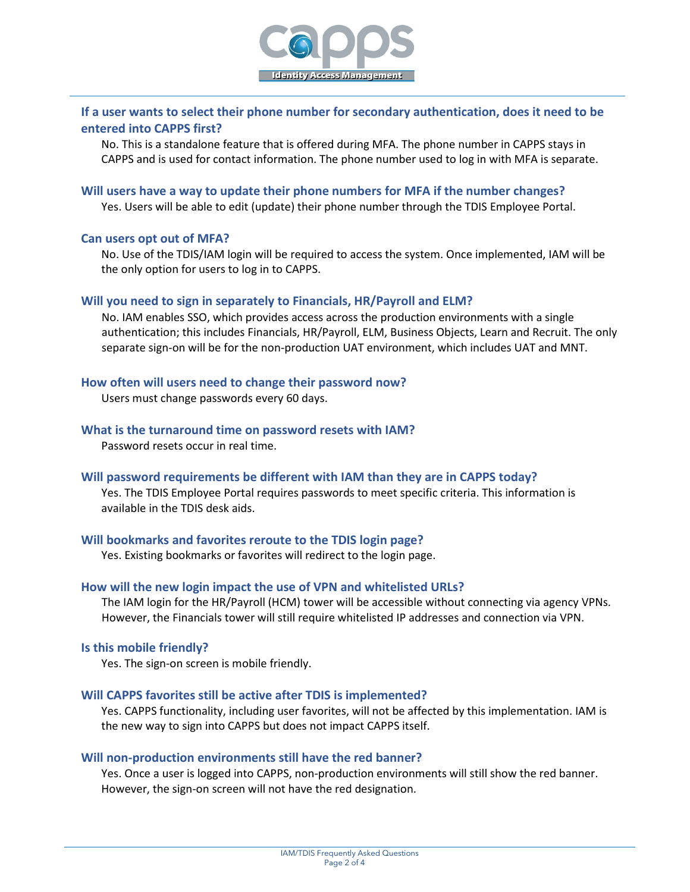### If a user wants to select their phone number for secondary authentication, does it need to be entered into CAPPS first?

No. This is a standalone feature that is offered during MFA. The phone number in CAPPS stays in CAPPS and is used for contact information. The phone number used to log in with MFA is separate.

### Will users have a way to update their phone numbers for MFA if the number changes?

Yes. Users will be able to edit (update) their phone number through the TDIS Employee Portal.

### Can users opt out of MFA?

No. Use of the TDIS/IAM login will be required to access the system. Once implemented, IAM will be the only option for users to log in to CAPPS.

### Will you need to sign in separately to Financials, HR/Payroll and ELM?

No. IAM enables SSO, which provides access across the production environments with a single authentication; this includes Financials, HR/Payroll, ELM, Business Objects, Learn and Recruit. The only separate sign-on will be for the non-production UAT environment, which includes UAT and MNT.

### How often will users need to change their password now?

Users must change passwords every 60 days.

### What is the turnaround time on password resets with IAM?

Password resets occur in real time.

### Will password requirements be different with IAM than they are in CAPPS today?

Yes. The TDIS Employee Portal requires passwords to meet specific criteria. This information is available in the TDIS desk aids.

### Will bookmarks and favorites reroute to the TDIS login page?

Yes. Existing bookmarks or favorites will redirect to the login page.

### How will the new login impact the use of VPN and whitelisted URLs?

The IAM login for the HR/Payroll (HCM) tower will be accessible without connecting via agency VPNs. However, the Financials tower will still require whitelisted IP addresses and connection via VPN.

### Is this mobile friendly?

Yes. The sign-on screen is mobile friendly.

### Will CAPPS favorites still be active after TDIS is implemented?

Yes. CAPPS functionality, including user favorites, will not be affected by this implementation. IAM is the new way to sign into CAPPS but does not impact CAPPS itself.

### Will non-production environments still have the red banner?

Yes. Once a user is logged into CAPPS, non-production environments will still show the red banner. However, the sign-on screen will not have the red designation.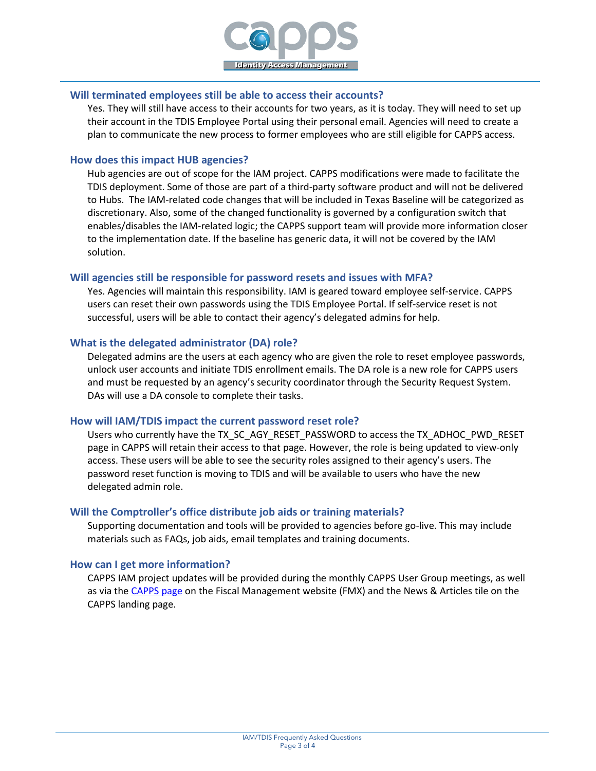### Will terminated employees still be able to access their accounts?

Yes. They will still have access to their accounts for two years, as it is today. They will need to set up their account in the TDIS Employee Portal using their personal email. Agencies will need to create a plan to communicate the new process to former employees who are still eligible for CAPPS access.

### How does this impact HUB agencies?

Hub agencies are out of scope for the IAM project. CAPPS modifications were made to facilitate the TDIS deployment. Some of those are part of a third-party software product and will not be delivered to Hubs. The IAM-related code changes that will be included in Texas Baseline will be categorized as discretionary. Also, some of the changed functionality is governed by a configuration switch that enables/disables the IAM-related logic; the CAPPS support team will provide more information closer to the implementation date. If the baseline has generic data, it will not be covered by the IAM solution.

### Will agencies still be responsible for password resets and issues with MFA?

Yes. Agencies will maintain this responsibility. IAM is geared toward employee self-service. CAPPS users can reset their own passwords using the TDIS Employee Portal. If self-service reset is not successful, users will be able to contact their agency's delegated admins for help.

### What is the delegated administrator (DA) role?

Delegated admins are the users at each agency who are given the role to reset employee passwords, unlock user accounts and initiate TDIS enrollment emails. The DA role is a new role for CAPPS users and must be requested by an agency's security coordinator through the Security Request System. DAs will use a DA console to complete their tasks.

### How will IAM/TDIS impact the current password reset role?

Users who currently have the TX_SC_AGY_RESET_PASSWORD to access the TX_ADHOC_PWD_RESET page in CAPPS will retain their access to that page. However, the role is being updated to view-only access. These users will be able to see the security roles assigned to their agency's users. The password reset function is moving to TDIS and will be available to users who have the new delegated admin role.

### Will the Comptroller's office distribute job aids or training materials?

Supporting documentation and tools will be provided to agencies before go-live. This may include materials such as FAQs, job aids, email templates and training documents.

### How can I get more information?

CAPPS IAM project updates will be provided during the monthly CAPPS User Group meetings, as well as via the CAPPS page on the Fiscal Management website (FMX) and the News & Articles tile on the CAPPS landing page.